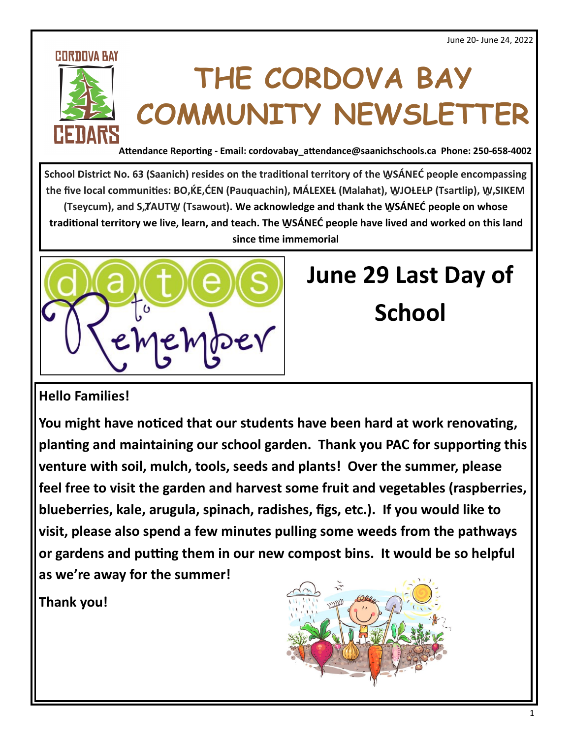June 20- June 24, 2022

# THE CORDOVA BAY COMMUNITY NEWSLETTER

**Attendance Reporting - Email: cordovabay_attendance@saanichschools.ca Phone: 250-658-4002**

**School District No. 63 (Saanich) resides on the traditional territory of the W̱SÁNEĆ people encompassing the five local communities: BO,ḰE,ĆEN (Pauquachin), MÁLEXEȽ (Malahat), W̱JOȽEȽP (Tsartlip), W̱,SIKEM (Tseycum), and S,ȾAUTW̱ (Tsawout). We acknowledge and thank the W̱SÁNEĆ people on whose traditional territory we live, learn, and teach. The W̱SÁNEĆ people have lived and worked on this land since time immemorial**

## June 29 Last Day of School

**Hello Families!**

**You might have noticed that our students have been hard at work renovating, planting and maintaining our school garden. Thank you PAC for supporting this venture with soil, mulch, tools, seeds and plants! Over the summer, please feel free to visit the garden and harvest some fruit and vegetables (raspberries, blueberries, kale, arugula, spinach, radishes, figs, etc.). If you would like to visit, please also spend a few minutes pulling some weeds from the pathways or gardens and putting them in our new compost bins. It would be so helpful as we're away for the summer!**

**Thank you!**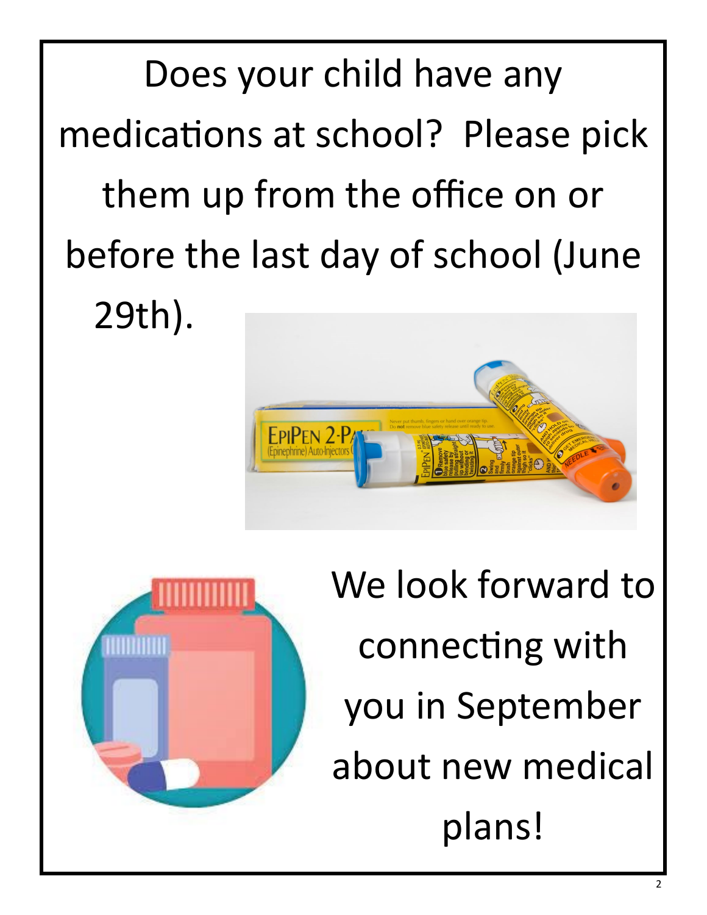Does your child have any medications at school? Please pick them up from the office on or before the last day of school (June 29th).

We look forward to connecting with you in September about new medical plans!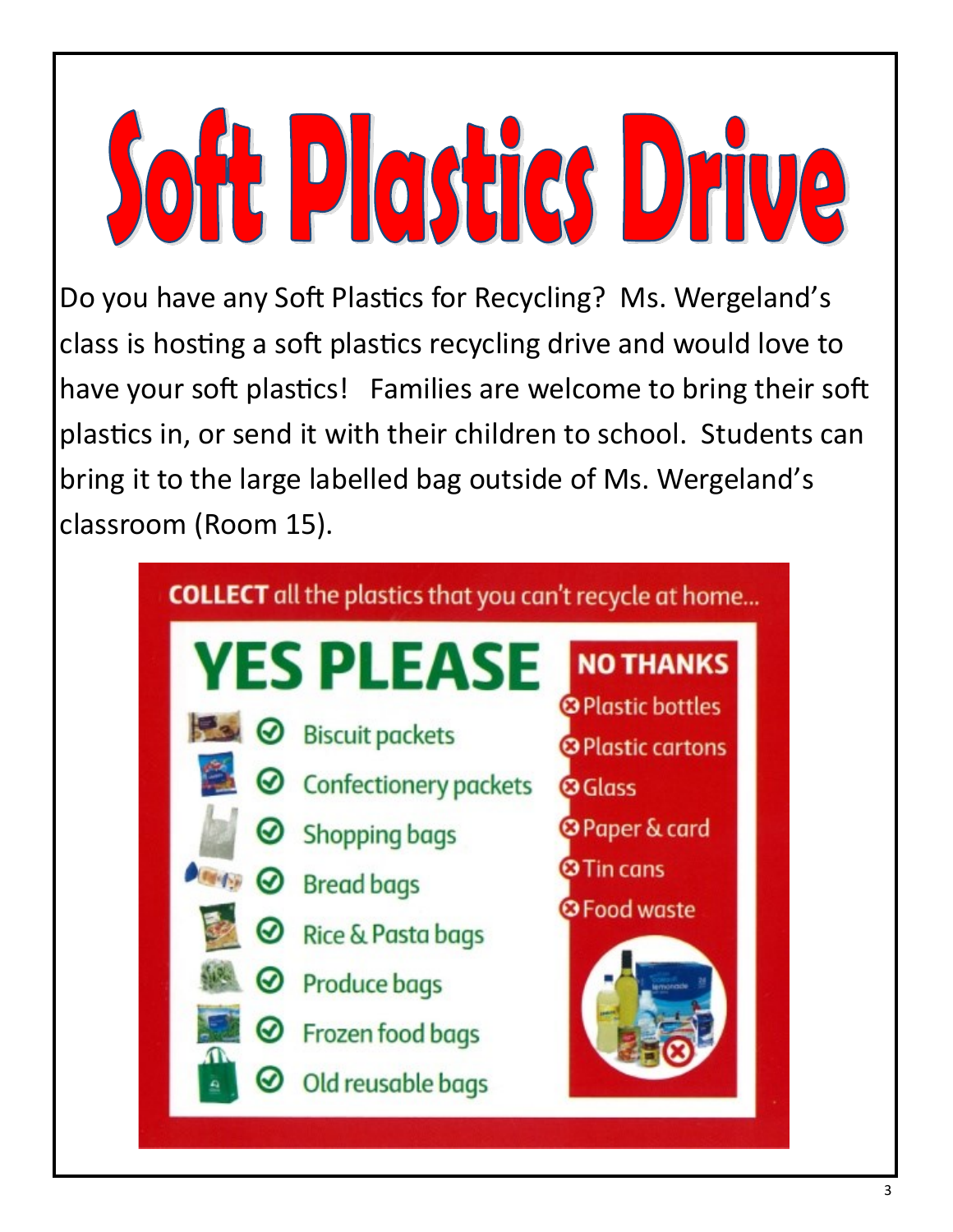# Soft Plastics Drive

Do you have any Soft Plastics for Recycling? Ms. Wergeland's class is hosting a soft plastics recycling drive and would love to have your soft plastics! Families are welcome to bring their soft plastics in, or send it with their children to school. Students can bring it to the large labelled bag outside of Ms. Wergeland's classroom (Room 15).

**COLLECT** all the plastics that you can't recycle at home...

## YES PLEASE

- Biscuit packets
- Confectionery packets
- Shopping bags
- Bread bags
- Rice & Pasta bags
- Produce bags
- Frozen food bags
- Old reusable bags

## NO THANKS

- Plastic bottles
- Plastic cartons
- Glass
- Paper & card
- Tin cans
- Food waste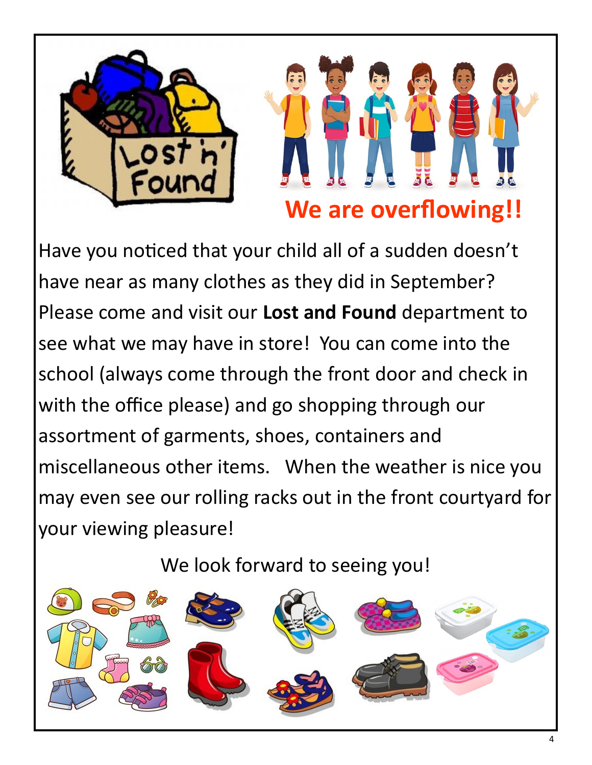## We are overflowing!!

Have you noticed that your child all of a sudden doesn't have near as many clothes as they did in September? Please come and visit our **Lost and Found** department to see what we may have in store! You can come into the school (always come through the front door and check in with the office please) and go shopping through our assortment of garments, shoes, containers and miscellaneous other items. When the weather is nice you may even see our rolling racks out in the front courtyard for your viewing pleasure!

We look forward to seeing you!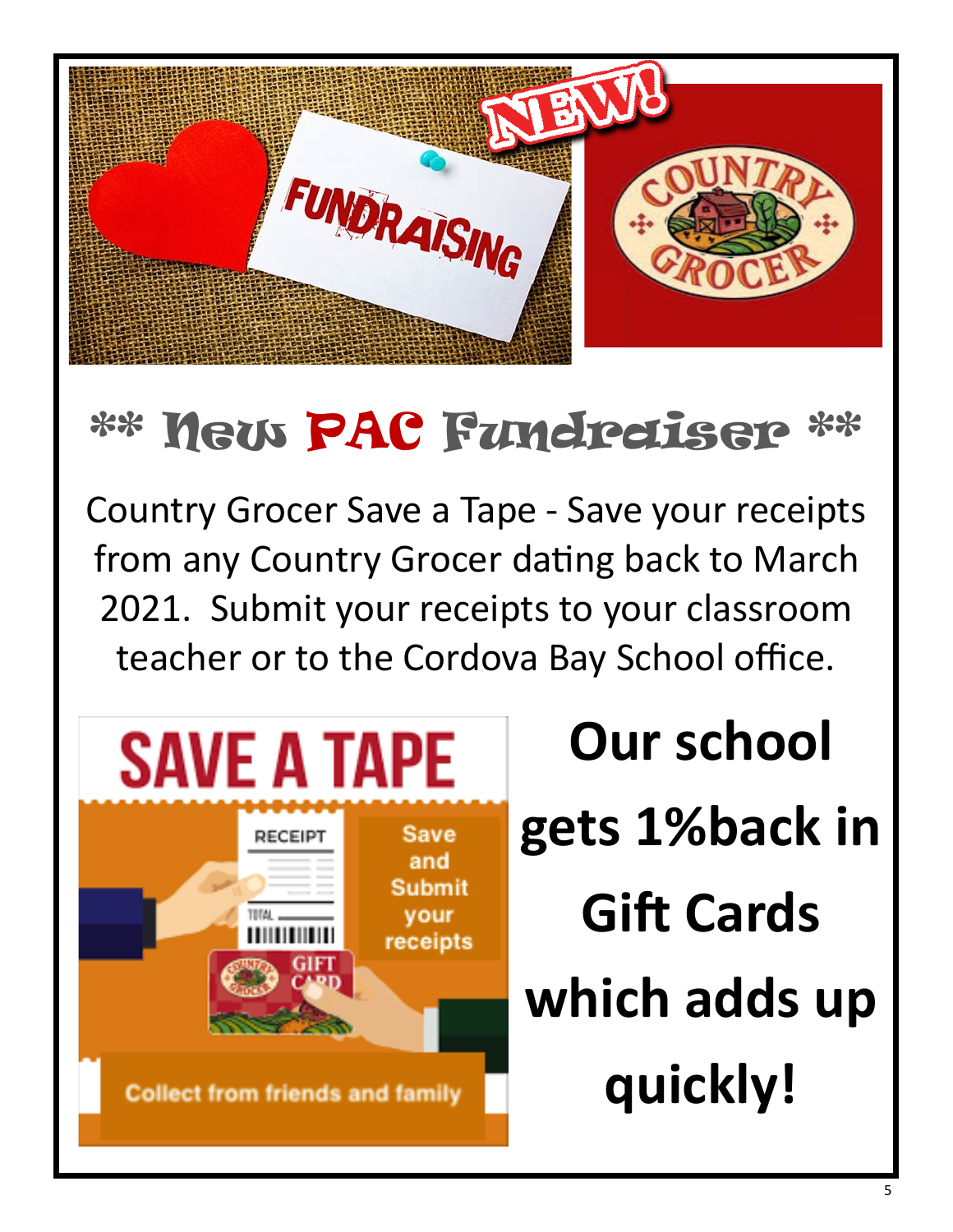# ** New PAC Fundraiser **

Country Grocer Save a Tape - Save your receipts from any Country Grocer dating back to March 2021. Submit your receipts to your classroom teacher or to the Cordova Bay School office.

**Our school gets 1%back in Gift Cards which adds up quickly!**